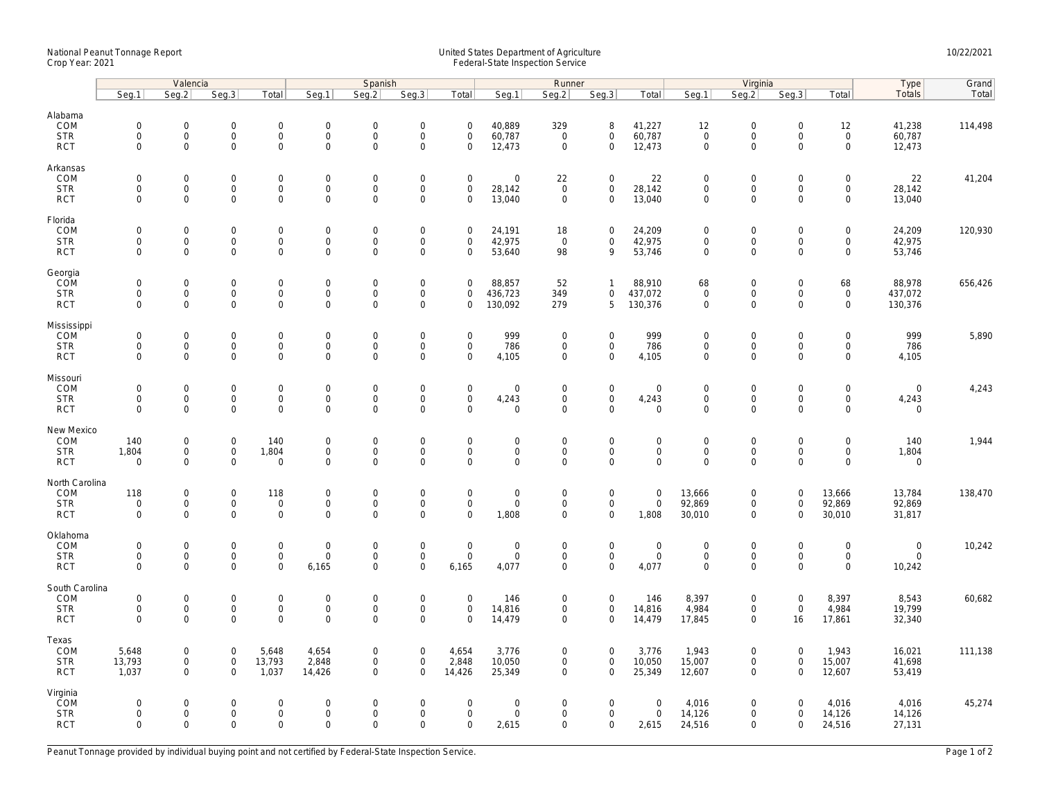National Peanut Tonnage Report
Crop Year: 2021

United States Department of Agriculture
Federal-State Inspection Service

10/22/2021

| | Valencia | | | | Spanish | | | | Runner | | | | Virginia | | | | Type | Grand |
|---|---|---|---|---|---|---|---|---|---|---|---|---|---|---|---|---|---|---|
| | Seg.1 | Seg.2 | Seg.3 | Total | Seg.1 | Seg.2 | Seg.3 | Total | Seg.1 | Seg.2 | Seg.3 | Total | Seg.1 | Seg.2 | Seg.3 | Total | Totals | Total |
| **Alabama** | | | | | | | | | | | | | | | | | | |
| COM | 0 | 0 | 0 | 0 | 0 | 0 | 0 | 0 | 40,889 | 329 | 8 | 41,227 | 12 | 0 | 0 | 12 | 41,238 | 114,498 |
| STR | 0 | 0 | 0 | 0 | 0 | 0 | 0 | 0 | 60,787 | 0 | 0 | 60,787 | 0 | 0 | 0 | 0 | 60,787 | |
| RCT | 0 | 0 | 0 | 0 | 0 | 0 | 0 | 0 | 12,473 | 0 | 0 | 12,473 | 0 | 0 | 0 | 0 | 12,473 | |
| **Arkansas** | | | | | | | | | | | | | | | | | | |
| COM | 0 | 0 | 0 | 0 | 0 | 0 | 0 | 0 | 0 | 22 | 0 | 22 | 0 | 0 | 0 | 0 | 22 | 41,204 |
| STR | 0 | 0 | 0 | 0 | 0 | 0 | 0 | 0 | 28,142 | 0 | 0 | 28,142 | 0 | 0 | 0 | 0 | 28,142 | |
| RCT | 0 | 0 | 0 | 0 | 0 | 0 | 0 | 0 | 13,040 | 0 | 0 | 13,040 | 0 | 0 | 0 | 0 | 13,040 | |
| **Florida** | | | | | | | | | | | | | | | | | | |
| COM | 0 | 0 | 0 | 0 | 0 | 0 | 0 | 0 | 24,191 | 18 | 0 | 24,209 | 0 | 0 | 0 | 0 | 24,209 | 120,930 |
| STR | 0 | 0 | 0 | 0 | 0 | 0 | 0 | 0 | 42,975 | 0 | 0 | 42,975 | 0 | 0 | 0 | 0 | 42,975 | |
| RCT | 0 | 0 | 0 | 0 | 0 | 0 | 0 | 0 | 53,640 | 98 | 9 | 53,746 | 0 | 0 | 0 | 0 | 53,746 | |
| **Georgia** | | | | | | | | | | | | | | | | | | |
| COM | 0 | 0 | 0 | 0 | 0 | 0 | 0 | 0 | 88,857 | 52 | 1 | 88,910 | 68 | 0 | 0 | 68 | 88,978 | 656,426 |
| STR | 0 | 0 | 0 | 0 | 0 | 0 | 0 | 0 | 436,723 | 349 | 0 | 437,072 | 0 | 0 | 0 | 0 | 437,072 | |
| RCT | 0 | 0 | 0 | 0 | 0 | 0 | 0 | 0 | 130,092 | 279 | 5 | 130,376 | 0 | 0 | 0 | 0 | 130,376 | |
| **Mississippi** | | | | | | | | | | | | | | | | | | |
| COM | 0 | 0 | 0 | 0 | 0 | 0 | 0 | 0 | 999 | 0 | 0 | 999 | 0 | 0 | 0 | 0 | 999 | 5,890 |
| STR | 0 | 0 | 0 | 0 | 0 | 0 | 0 | 0 | 786 | 0 | 0 | 786 | 0 | 0 | 0 | 0 | 786 | |
| RCT | 0 | 0 | 0 | 0 | 0 | 0 | 0 | 0 | 4,105 | 0 | 0 | 4,105 | 0 | 0 | 0 | 0 | 4,105 | |
| **Missouri** | | | | | | | | | | | | | | | | | | |
| COM | 0 | 0 | 0 | 0 | 0 | 0 | 0 | 0 | 0 | 0 | 0 | 0 | 0 | 0 | 0 | 0 | 0 | 4,243 |
| STR | 0 | 0 | 0 | 0 | 0 | 0 | 0 | 0 | 4,243 | 0 | 0 | 4,243 | 0 | 0 | 0 | 0 | 4,243 | |
| RCT | 0 | 0 | 0 | 0 | 0 | 0 | 0 | 0 | 0 | 0 | 0 | 0 | 0 | 0 | 0 | 0 | 0 | |
| **New Mexico** | | | | | | | | | | | | | | | | | | |
| COM | 140 | 0 | 0 | 140 | 0 | 0 | 0 | 0 | 0 | 0 | 0 | 0 | 0 | 0 | 0 | 0 | 140 | 1,944 |
| STR | 1,804 | 0 | 0 | 1,804 | 0 | 0 | 0 | 0 | 0 | 0 | 0 | 0 | 0 | 0 | 0 | 0 | 1,804 | |
| RCT | 0 | 0 | 0 | 0 | 0 | 0 | 0 | 0 | 0 | 0 | 0 | 0 | 0 | 0 | 0 | 0 | 0 | |
| **North Carolina** | | | | | | | | | | | | | | | | | | |
| COM | 118 | 0 | 0 | 118 | 0 | 0 | 0 | 0 | 0 | 0 | 0 | 0 | 13,666 | 0 | 0 | 13,666 | 13,784 | 138,470 |
| STR | 0 | 0 | 0 | 0 | 0 | 0 | 0 | 0 | 0 | 0 | 0 | 0 | 92,869 | 0 | 0 | 92,869 | 92,869 | |
| RCT | 0 | 0 | 0 | 0 | 0 | 0 | 0 | 0 | 1,808 | 0 | 0 | 1,808 | 30,010 | 0 | 0 | 30,010 | 31,817 | |
| **Oklahoma** | | | | | | | | | | | | | | | | | | |
| COM | 0 | 0 | 0 | 0 | 0 | 0 | 0 | 0 | 0 | 0 | 0 | 0 | 0 | 0 | 0 | 0 | 0 | 10,242 |
| STR | 0 | 0 | 0 | 0 | 0 | 0 | 0 | 0 | 0 | 0 | 0 | 0 | 0 | 0 | 0 | 0 | 0 | |
| RCT | 0 | 0 | 0 | 0 | 6,165 | 0 | 0 | 6,165 | 4,077 | 0 | 0 | 4,077 | 0 | 0 | 0 | 0 | 10,242 | |
| **South Carolina** | | | | | | | | | | | | | | | | | | |
| COM | 0 | 0 | 0 | 0 | 0 | 0 | 0 | 0 | 146 | 0 | 0 | 146 | 8,397 | 0 | 0 | 8,397 | 8,543 | 60,682 |
| STR | 0 | 0 | 0 | 0 | 0 | 0 | 0 | 0 | 14,816 | 0 | 0 | 14,816 | 4,984 | 0 | 0 | 4,984 | 19,799 | |
| RCT | 0 | 0 | 0 | 0 | 0 | 0 | 0 | 0 | 14,479 | 0 | 0 | 14,479 | 17,845 | 0 | 16 | 17,861 | 32,340 | |
| **Texas** | | | | | | | | | | | | | | | | | | |
| COM | 5,648 | 0 | 0 | 5,648 | 4,654 | 0 | 0 | 4,654 | 3,776 | 0 | 0 | 3,776 | 1,943 | 0 | 0 | 1,943 | 16,021 | 111,138 |
| STR | 13,793 | 0 | 0 | 13,793 | 2,848 | 0 | 0 | 2,848 | 10,050 | 0 | 0 | 10,050 | 15,007 | 0 | 0 | 15,007 | 41,698 | |
| RCT | 1,037 | 0 | 0 | 1,037 | 14,426 | 0 | 0 | 14,426 | 25,349 | 0 | 0 | 25,349 | 12,607 | 0 | 0 | 12,607 | 53,419 | |
| **Virginia** | | | | | | | | | | | | | | | | | | |
| COM | 0 | 0 | 0 | 0 | 0 | 0 | 0 | 0 | 0 | 0 | 0 | 0 | 4,016 | 0 | 0 | 4,016 | 4,016 | 45,274 |
| STR | 0 | 0 | 0 | 0 | 0 | 0 | 0 | 0 | 0 | 0 | 0 | 0 | 14,126 | 0 | 0 | 14,126 | 14,126 | |
| RCT | 0 | 0 | 0 | 0 | 0 | 0 | 0 | 0 | 2,615 | 0 | 0 | 2,615 | 24,516 | 0 | 0 | 24,516 | 27,131 | |

Peanut Tonnage provided by individual buying point and not certified by Federal-State Inspection Service.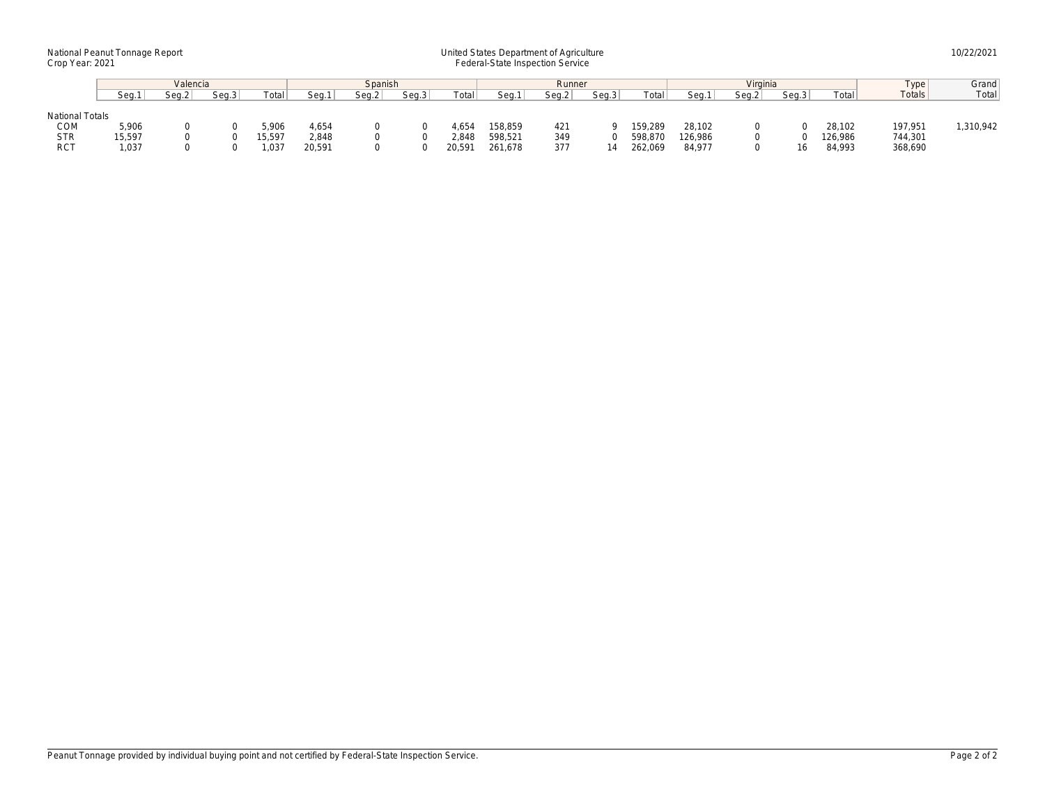National Peanut Tonnage Report
Crop Year: 2021

United States Department of Agriculture
Federal-State Inspection Service

10/22/2021

| | Valencia | | | | Spanish | | | | Runner | | | | Virginia | | | | Type | Grand |
|---|---|---|---|---|---|---|---|---|---|---|---|---|---|---|---|---|---|---|
| | Seg.1 | Seg.2 | Seg.3 | Total | Seg.1 | Seg.2 | Seg.3 | Total | Seg.1 | Seg.2 | Seg.3 | Total | Seg.1 | Seg.2 | Seg.3 | Total | Totals | Total |
| National Totals | | | | | | | | | | | | | | | | | | |
| COM | 5,906 | 0 | 0 | 5,906 | 4,654 | 0 | 0 | 4,654 | 158,859 | 421 | 9 | 159,289 | 28,102 | 0 | 0 | 28,102 | 197,951 | 1,310,942 |
| STR | 15,597 | 0 | 0 | 15,597 | 2,848 | 0 | 0 | 2,848 | 598,521 | 349 | 0 | 598,870 | 126,986 | 0 | 0 | 126,986 | 744,301 | |
| RCT | 1,037 | 0 | 0 | 1,037 | 20,591 | 0 | 0 | 20,591 | 261,678 | 377 | 14 | 262,069 | 84,977 | 0 | 16 | 84,993 | 368,690 | |

Peanut Tonnage provided by individual buying point and not certified by Federal-State Inspection Service.